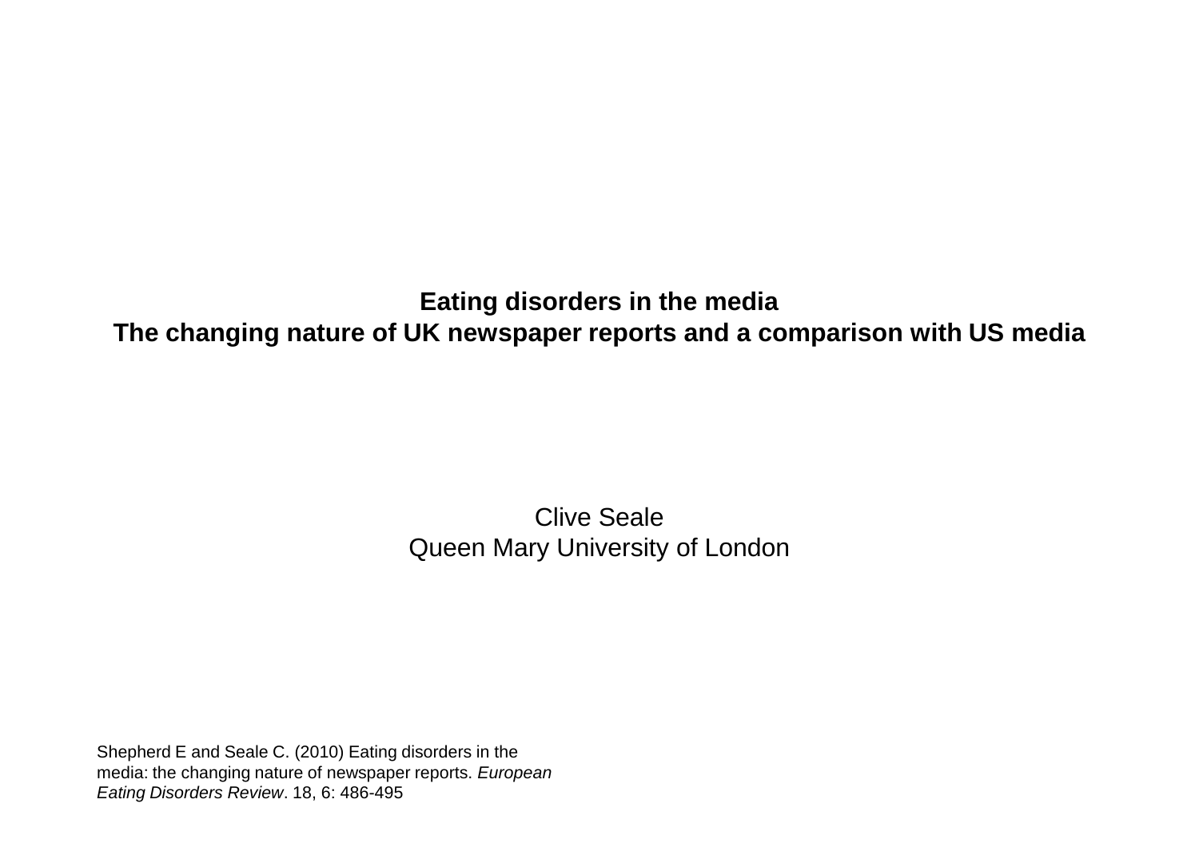# Eating disorders in the media
## The changing nature of UK newspaper reports and a comparison with US media

Clive Seale
Queen Mary University of London

Shepherd E and Seale C. (2010) Eating disorders in the media: the changing nature of newspaper reports. *European Eating Disorders Review*. 18, 6: 486-495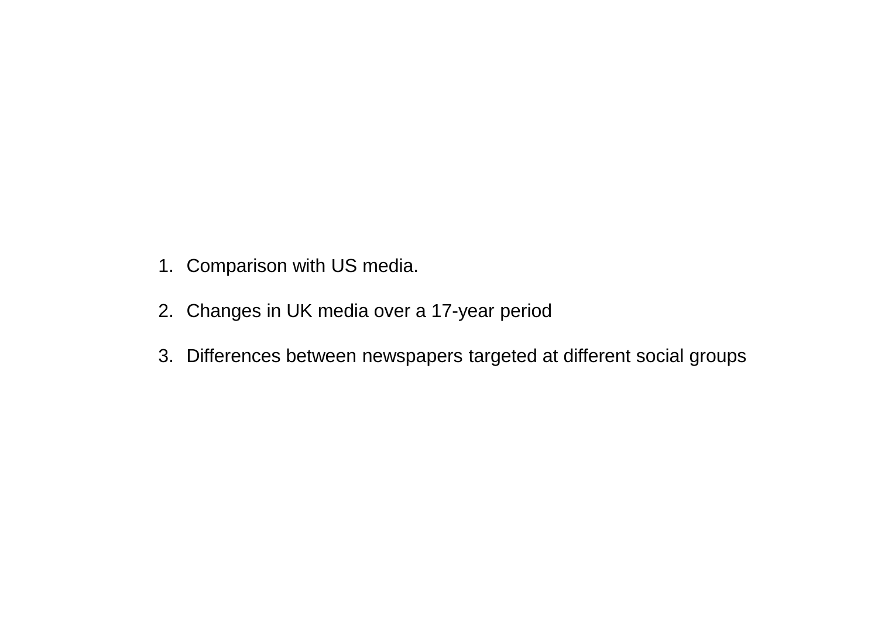1. Comparison with US media.

2. Changes in UK media over a 17-year period

3. Differences between newspapers targeted at different social groups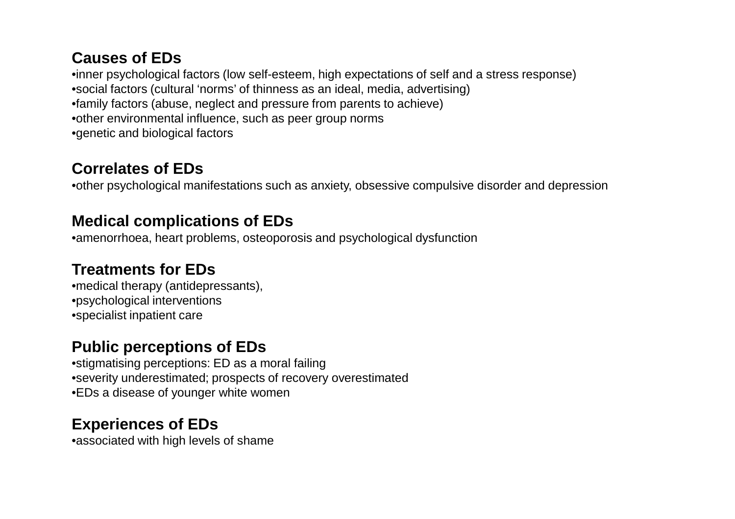**Causes of EDs**

•inner psychological factors (low self-esteem, high expectations of self and a stress response)
•social factors (cultural ‘norms’ of thinness as an ideal, media, advertising)
•family factors (abuse, neglect and pressure from parents to achieve)
•other environmental influence, such as peer group norms
•genetic and biological factors

**Correlates of EDs**

•other psychological manifestations such as anxiety, obsessive compulsive disorder and depression

**Medical complications of EDs**

•amenorrhoea, heart problems, osteoporosis and psychological dysfunction

**Treatments for EDs**

•medical therapy (antidepressants),
•psychological interventions
•specialist inpatient care

**Public perceptions of EDs**

•stigmatising perceptions: ED as a moral failing
•severity underestimated; prospects of recovery overestimated
•EDs a disease of younger white women

**Experiences of EDs**

•associated with high levels of shame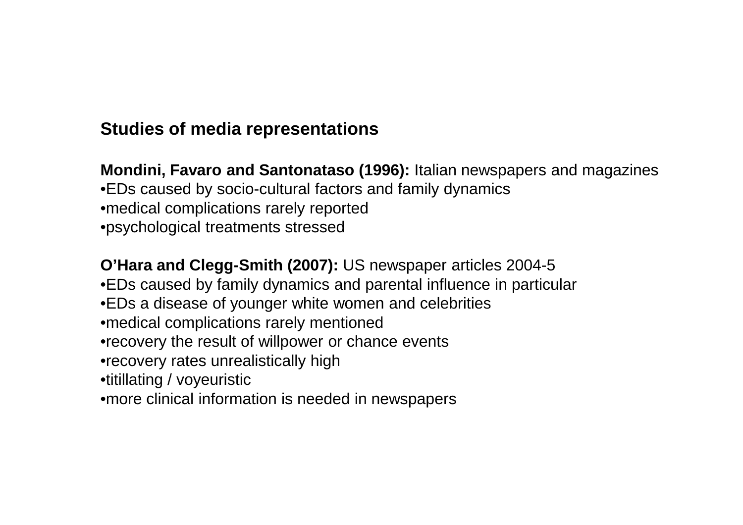## Studies of media representations

**Mondini, Favaro and Santonataso (1996):** Italian newspapers and magazines

- EDs caused by socio-cultural factors and family dynamics
- medical complications rarely reported
- psychological treatments stressed

**O'Hara and Clegg-Smith (2007):** US newspaper articles 2004-5

- EDs caused by family dynamics and parental influence in particular
- EDs a disease of younger white women and celebrities
- medical complications rarely mentioned
- recovery the result of willpower or chance events
- recovery rates unrealistically high
- titillating / voyeuristic
- more clinical information is needed in newspapers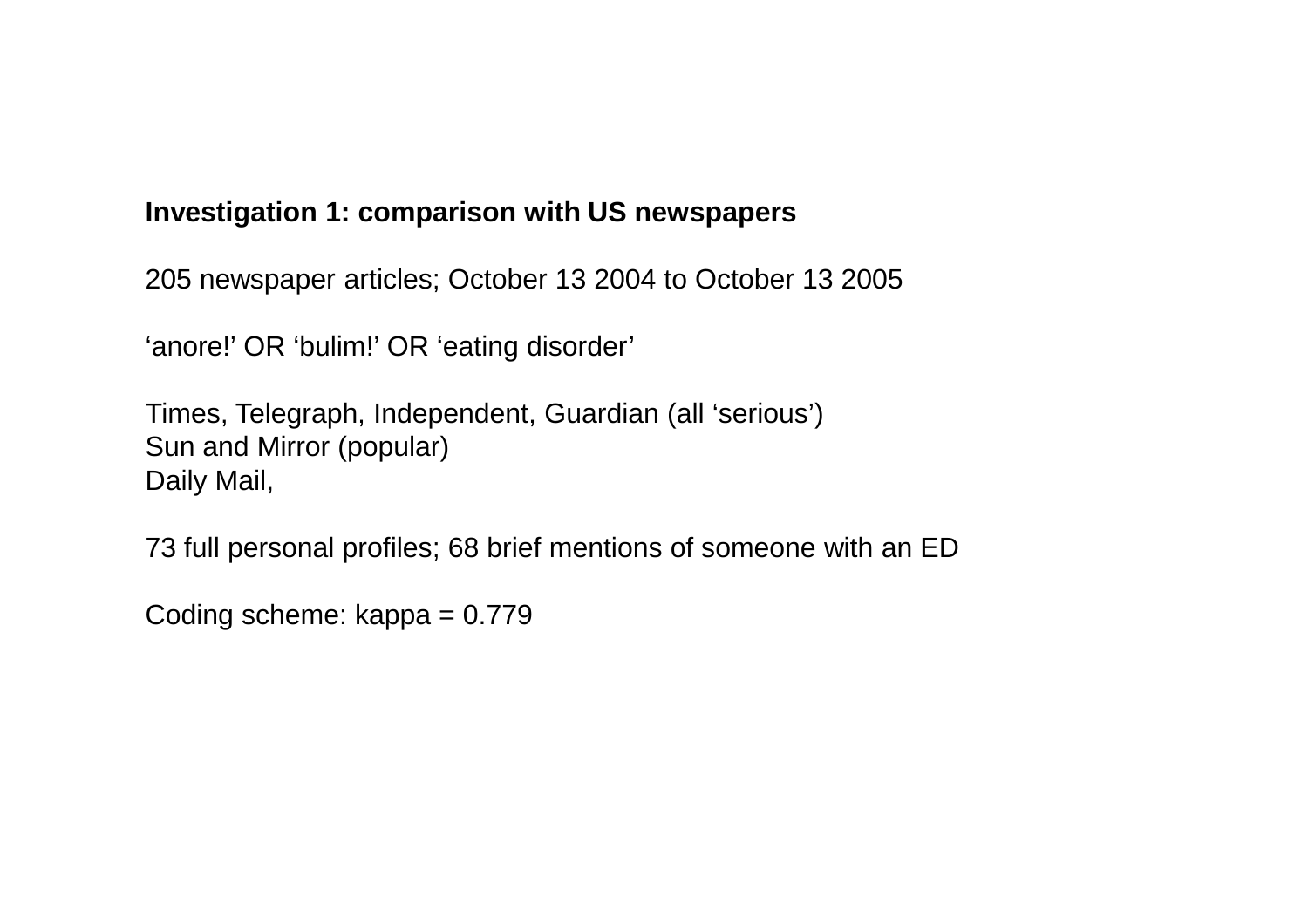**Investigation 1: comparison with US newspapers**

205 newspaper articles; October 13 2004 to October 13 2005

‘anore!’ OR ‘bulim!’ OR ‘eating disorder’

Times, Telegraph, Independent, Guardian (all ‘serious’)
Sun and Mirror (popular)
Daily Mail,

73 full personal profiles; 68 brief mentions of someone with an ED

Coding scheme: kappa = 0.779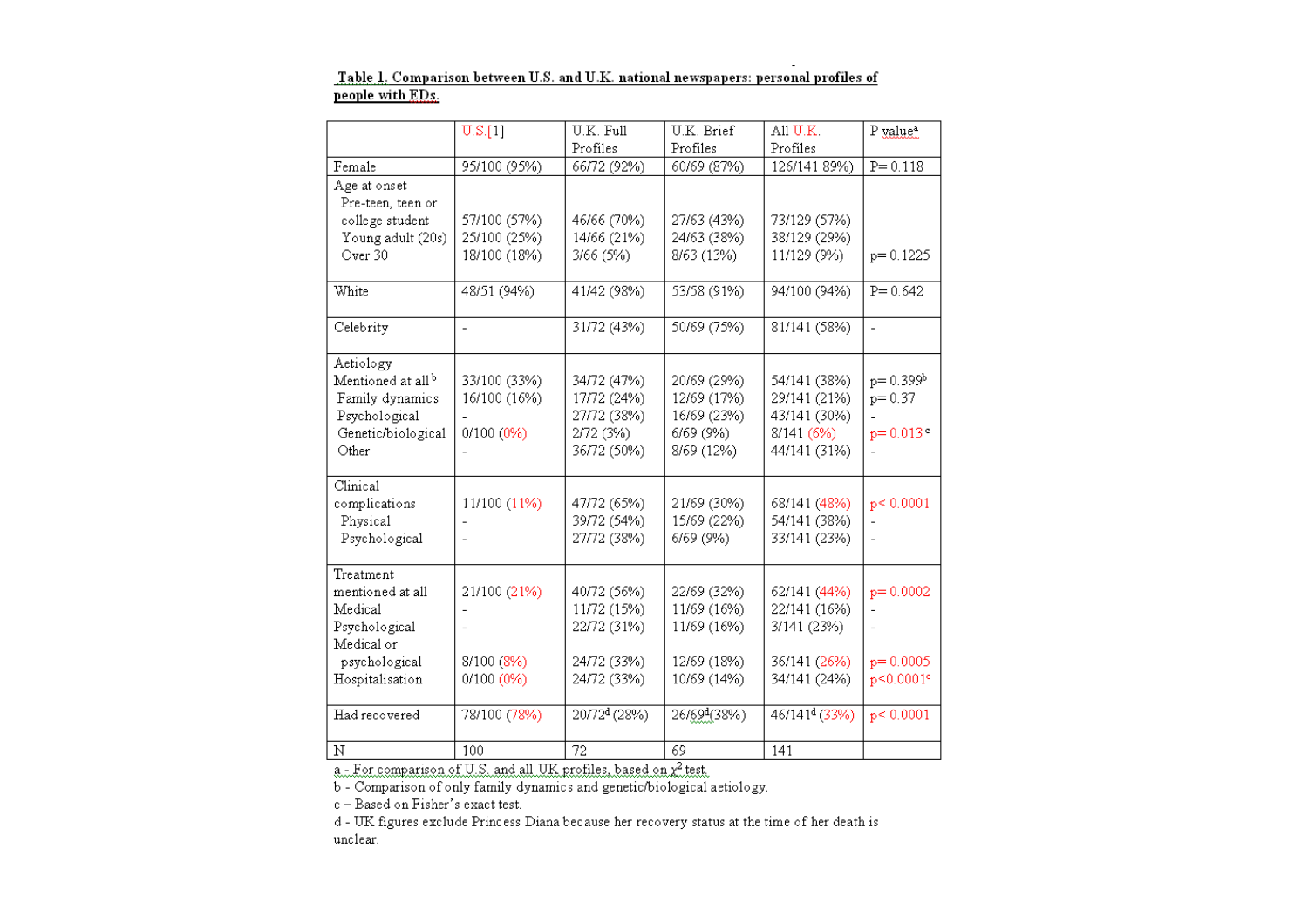**Table 1. Comparison between U.S. and U.K. national newspapers: personal profiles of people with EDs.**

| | U.S.[1] | U.K. Full Profiles | U.K. Brief Profiles | All U.K. Profiles | P value[a] |
|---|---|---|---|---|---|
| Female | 95/100 (95%) | 66/72 (92%) | 60/69 (87%) | 126/141 89%) | P= 0.118 |
| Age at onset | | | | | |
| Pre-teen, teen or college student | 57/100 (57%) | 46/66 (70%) | 27/63 (43%) | 73/129 (57%) | |
| Young adult (20s) | 25/100 (25%) | 14/66 (21%) | 24/63 (38%) | 38/129 (29%) | |
| Over 30 | 18/100 (18%) | 3/66 (5%) | 8/63 (13%) | 11/129 (9%) | p= 0.1225 |
| White | 48/51 (94%) | 41/42 (98%) | 53/58 (91%) | 94/100 (94%) | P= 0.642 |
| Celebrity | - | 31/72 (43%) | 50/69 (75%) | 81/141 (58%) | - |
| Aetiology | | | | | |
| Mentioned at all[b] | 33/100 (33%) | 34/72 (47%) | 20/69 (29%) | 54/141 (38%) | p= 0.399[b] |
| Family dynamics | 16/100 (16%) | 17/72 (24%) | 12/69 (17%) | 29/141 (21%) | p= 0.37 |
| Psychological | - | 27/72 (38%) | 16/69 (23%) | 43/141 (30%) | - |
| Genetic/biological | 0/100 (0%) | 2/72 (3%) | 6/69 (9%) | 8/141 (6%) | p= 0.013[c] |
| Other | - | 36/72 (50%) | 8/69 (12%) | 44/141 (31%) | - |
| Clinical complications | 11/100 (11%) | 47/72 (65%) | 21/69 (30%) | 68/141 (48%) | p< 0.0001 |
| Physical | - | 39/72 (54%) | 15/69 (22%) | 54/141 (38%) | - |
| Psychological | - | 27/72 (38%) | 6/69 (9%) | 33/141 (23%) | - |
| Treatment mentioned at all | 21/100 (21%) | 40/72 (56%) | 22/69 (32%) | 62/141 (44%) | p= 0.0002 |
| Medical | - | 11/72 (15%) | 11/69 (16%) | 22/141 (16%) | - |
| Psychological | - | 22/72 (31%) | 11/69 (16%) | 3/141 (23%) | - |
| Medical or psychological | 8/100 (8%) | 24/72 (33%) | 12/69 (18%) | 36/141 (26%) | p= 0.0005 |
| Hospitalisation | 0/100 (0%) | 24/72 (33%) | 10/69 (14%) | 34/141 (24%) | p<0.0001[c] |
| Had recovered | 78/100 (78%) | 20/72[d] (28%) | 26/69[d] (38%) | 46/141[d] (33%) | p< 0.0001 |
| N | 100 | 72 | 69 | 141 | |

a - For comparison of U.S. and all UK profiles, based on $\chi^2$ test.

b - Comparison of only family dynamics and genetic/biological aetiology.

c – Based on Fisher's exact test.

d - UK figures exclude Princess Diana because her recovery status at the time of her death is unclear.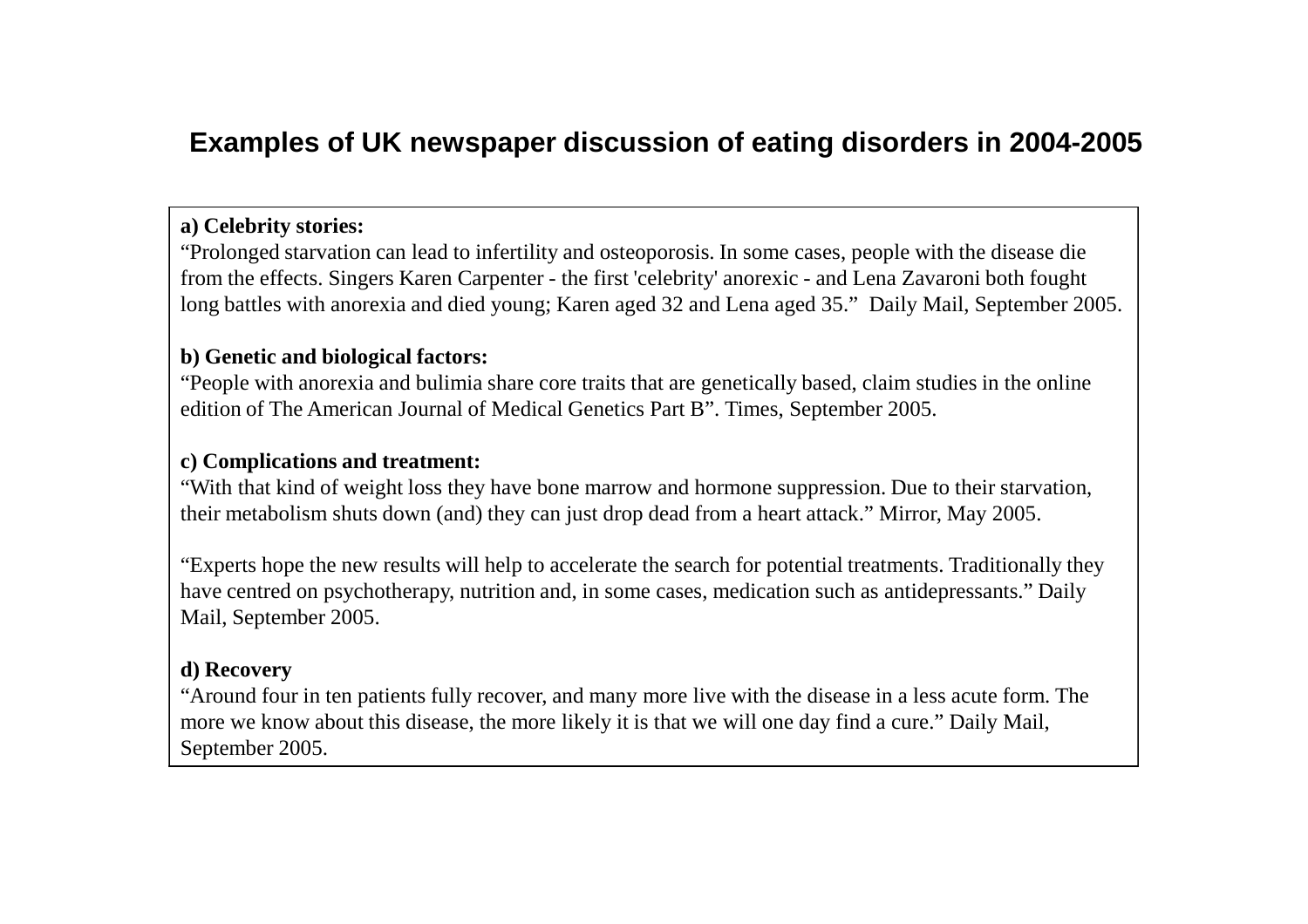## Examples of UK newspaper discussion of eating disorders in 2004-2005

**a) Celebrity stories:**
"Prolonged starvation can lead to infertility and osteoporosis. In some cases, people with the disease die from the effects. Singers Karen Carpenter - the first 'celebrity' anorexic - and Lena Zavaroni both fought long battles with anorexia and died young; Karen aged 32 and Lena aged 35." Daily Mail, September 2005.

**b) Genetic and biological factors:**
"People with anorexia and bulimia share core traits that are genetically based, claim studies in the online edition of The American Journal of Medical Genetics Part B". Times, September 2005.

**c) Complications and treatment:**
"With that kind of weight loss they have bone marrow and hormone suppression. Due to their starvation, their metabolism shuts down (and) they can just drop dead from a heart attack." Mirror, May 2005.

"Experts hope the new results will help to accelerate the search for potential treatments. Traditionally they have centred on psychotherapy, nutrition and, in some cases, medication such as antidepressants." Daily Mail, September 2005.

**d) Recovery**
"Around four in ten patients fully recover, and many more live with the disease in a less acute form. The more we know about this disease, the more likely it is that we will one day find a cure." Daily Mail, September 2005.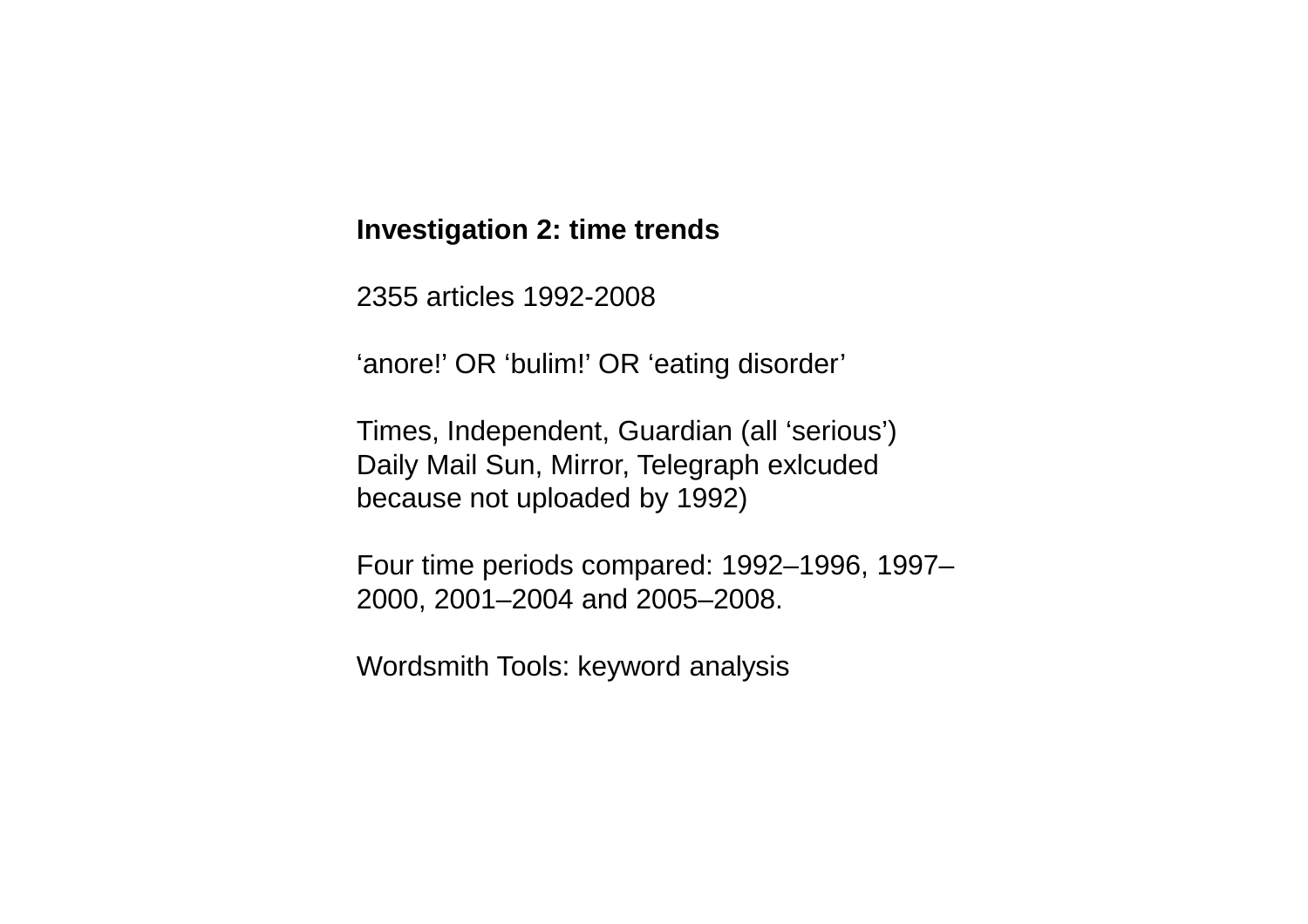**Investigation 2: time trends**

2355 articles 1992-2008

‘anore!’ OR ‘bulim!’ OR ‘eating disorder’

Times, Independent, Guardian (all ‘serious’)
Daily Mail Sun, Mirror, Telegraph exlcuded because not uploaded by 1992)

Four time periods compared: 1992–1996, 1997–2000, 2001–2004 and 2005–2008.

Wordsmith Tools: keyword analysis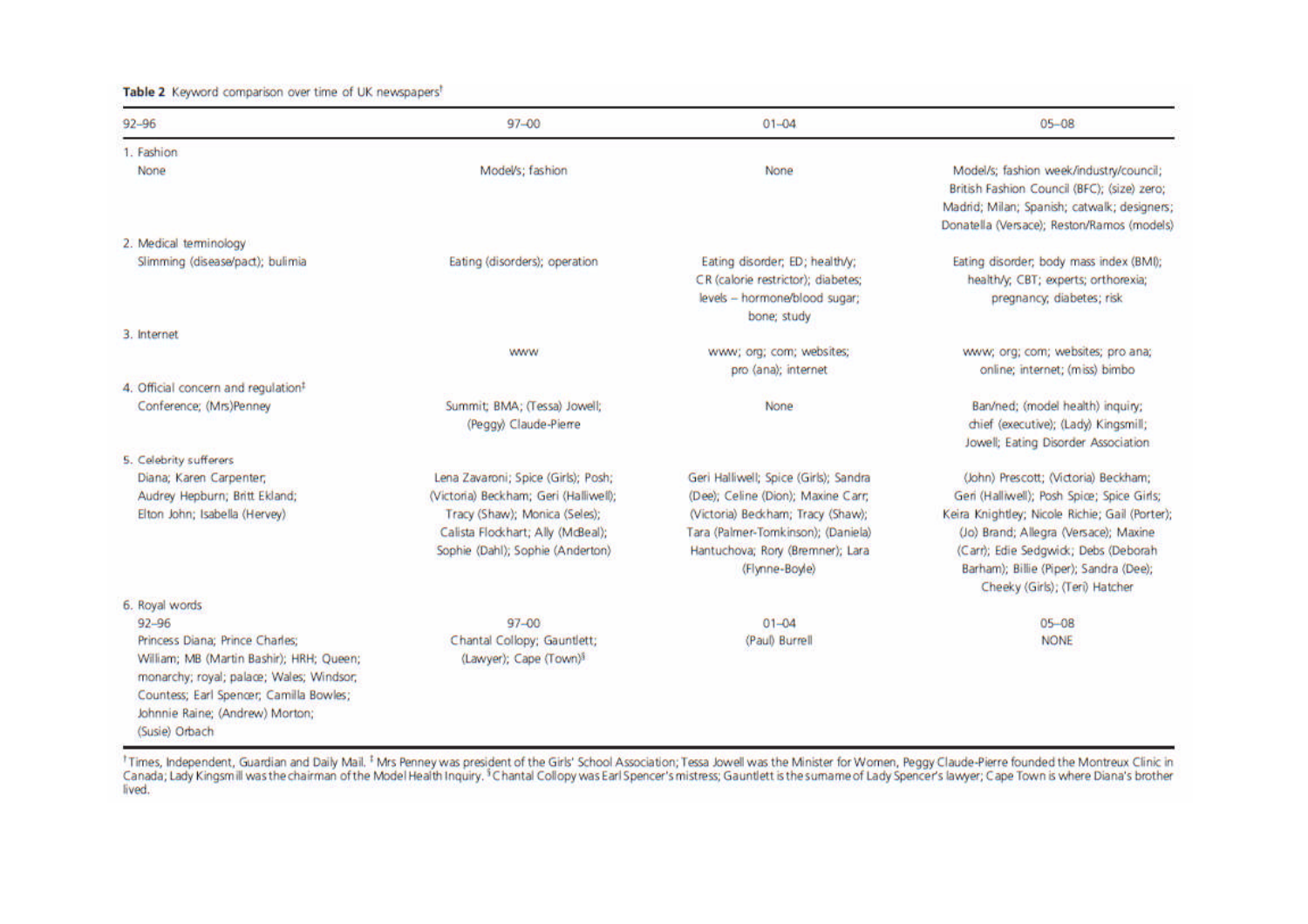**Table 2** Keyword comparison over time of UK newspapers[†]

| 92–96 | 97–00 | 01–04 | 05–08 |
|---|---|---|---|
| 1. Fashion | | | |
| None | Model/s; fashion | None | Model/s; fashion week/industry/council; British Fashion Council (BFC); (size) zero; Madrid; Milan; Spanish; catwalk; designers; Donatella (Versace); Reston/Ramos (models) |
| 2. Medical terminology | | | |
| Slimming (disease/pact); bulimia | Eating (disorders); operation | Eating disorder; ED; health/y; CR (calorie restrictor); diabetes; levels – hormone/blood sugar; bone; study | Eating disorder; body mass index (BMI); health/y; CBT; experts; orthorexia; pregnancy; diabetes; risk |
| 3. Internet | | | |
| | www | www; org; com; websites; pro (ana); internet | www; org; com; websites; pro ana; online; internet; (miss) bimbo |
| 4. Official concern and regulation[‡] | | | |
| Conference; (Mrs)Penney | Summit; BMA; (Tessa) Jowell; (Peggy) Claude-Pierre | None | Ban/ned; (model health) inquiry; chief (executive); (Lady) Kingsmill; Jowell; Eating Disorder Association |
| 5. Celebrity sufferers | | | |
| Diana; Karen Carpenter; Audrey Hepburn; Britt Ekland; Elton John; Isabella (Hervey) | Lena Zavaroni; Spice (Girls); Posh; (Victoria) Beckham; Geri (Halliwell); Tracy (Shaw); Monica (Seles); Calista Flockhart; Ally (McBeal); Sophie (Dahl); Sophie (Anderton) | Geri Halliwell; Spice (Girls); Sandra (Dee); Celine (Dion); Maxine Carr; (Victoria) Beckham; Tracy (Shaw); Tara (Palmer-Tomkinson); (Daniela) Hantuchova; Rory (Bremner); Lara (Flynne-Boyle) | (John) Prescott; (Victoria) Beckham; Geri (Halliwell); Posh Spice; Spice Girls; Keira Knightley; Nicole Richie; Gail (Porter); (Jo) Brand; Allegra (Versace); Maxine (Carr); Edie Sedgwick; Debs (Deborah Barham); Billie (Piper); Sandra (Dee); Cheeky (Girls); (Teri) Hatcher |
| 6. Royal words | | | |
| 92–96 | 97–00 | 01–04 | 05–08 |
| Princess Diana; Prince Charles; William; MB (Martin Bashir); HRH; Queen; monarchy; royal; palace; Wales; Windsor; Countess; Earl Spencer; Camilla Bowles; Johnnie Raine; (Andrew) Morton; (Susie) Orbach | Chantal Collopy; Gauntlett; (Lawyer); Cape (Town)[§] | (Paul) Burrell | NONE |

[†]Times, Independent, Guardian and Daily Mail. [‡]Mrs Penney was president of the Girls' School Association; Tessa Jowell was the Minister for Women, Peggy Claude-Pierre founded the Montreux Clinic in Canada; Lady Kingsmill was the chairman of the Model Health Inquiry. [§]Chantal Collopy was Earl Spencer's mistress; Gauntlett is the surname of Lady Spencer's lawyer; Cape Town is where Diana's brother lived.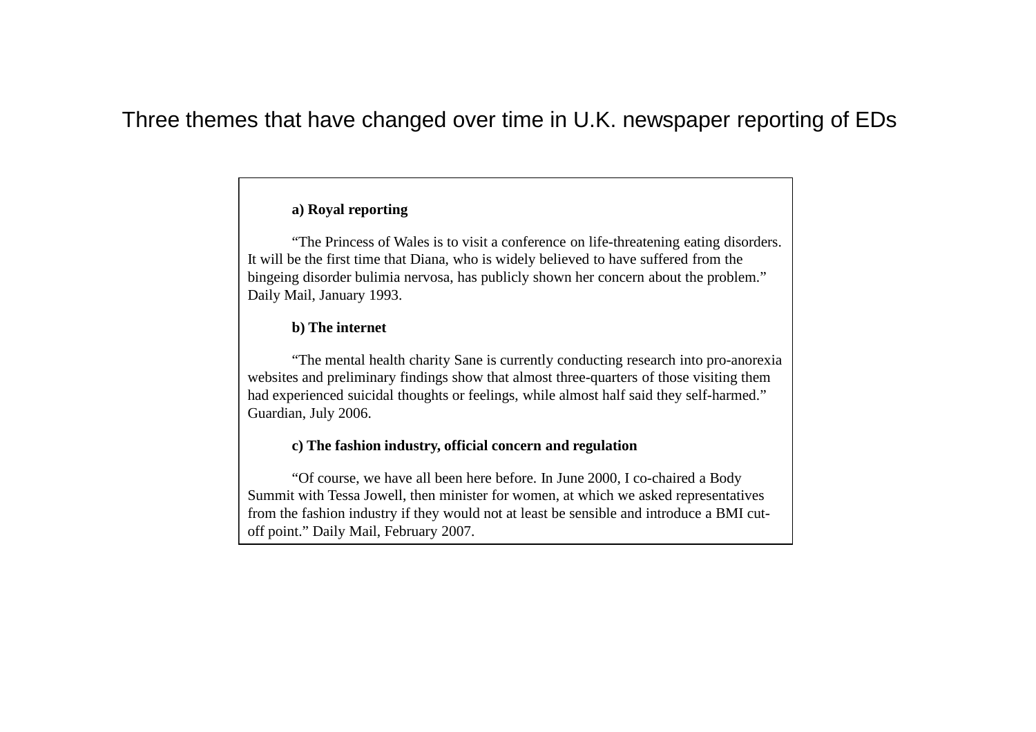# Three themes that have changed over time in U.K. newspaper reporting of EDs

**a) Royal reporting**

"The Princess of Wales is to visit a conference on life-threatening eating disorders. It will be the first time that Diana, who is widely believed to have suffered from the bingeing disorder bulimia nervosa, has publicly shown her concern about the problem." Daily Mail, January 1993.

**b) The internet**

"The mental health charity Sane is currently conducting research into pro-anorexia websites and preliminary findings show that almost three-quarters of those visiting them had experienced suicidal thoughts or feelings, while almost half said they self-harmed." Guardian, July 2006.

**c) The fashion industry, official concern and regulation**

"Of course, we have all been here before. In June 2000, I co-chaired a Body Summit with Tessa Jowell, then minister for women, at which we asked representatives from the fashion industry if they would not at least be sensible and introduce a BMI cut-off point." Daily Mail, February 2007.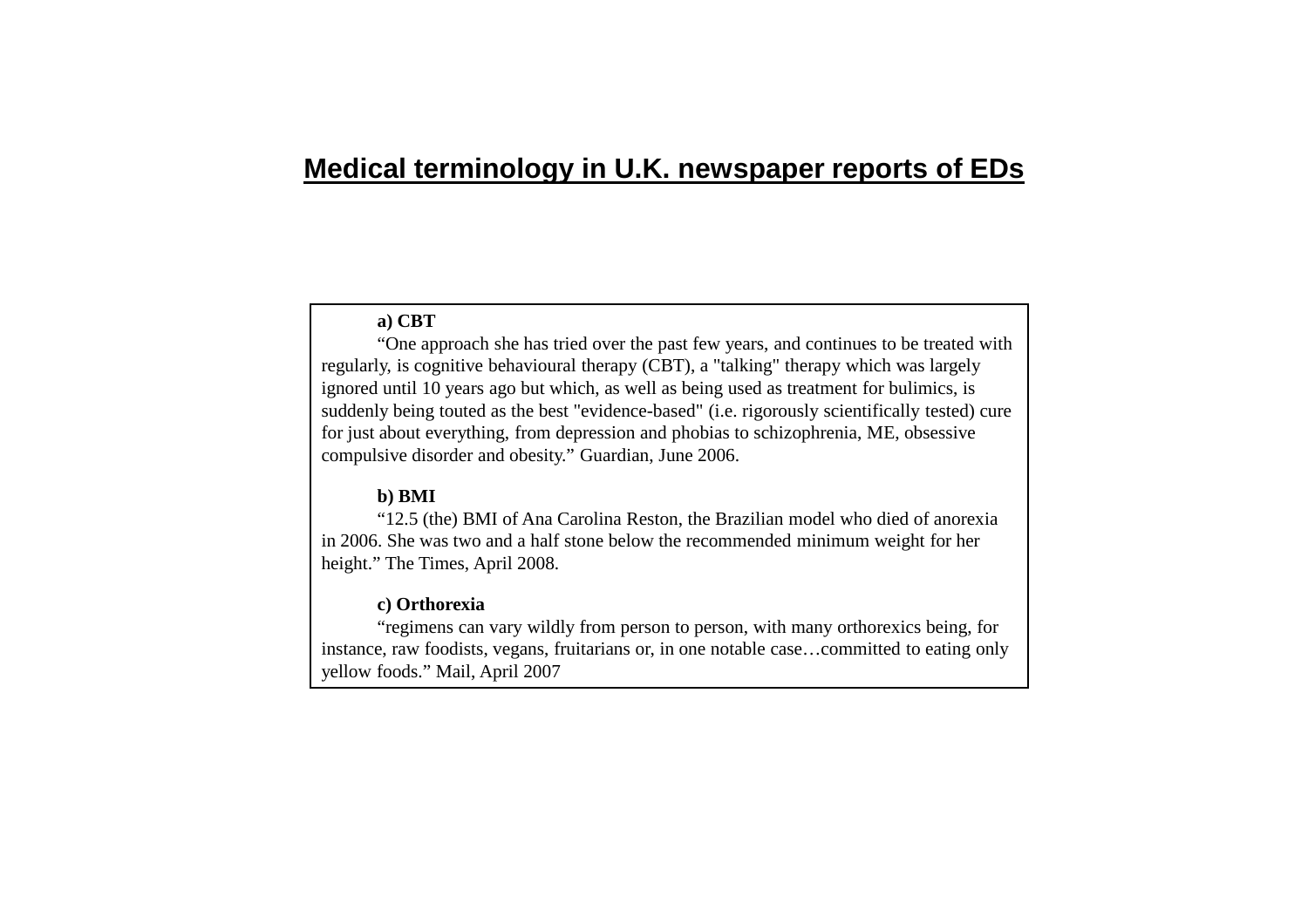# Medical terminology in U.K. newspaper reports of EDs

**a) CBT**

“One approach she has tried over the past few years, and continues to be treated with regularly, is cognitive behavioural therapy (CBT), a "talking" therapy which was largely ignored until 10 years ago but which, as well as being used as treatment for bulimics, is suddenly being touted as the best "evidence-based" (i.e. rigorously scientifically tested) cure for just about everything, from depression and phobias to schizophrenia, ME, obsessive compulsive disorder and obesity.” Guardian, June 2006.

**b) BMI**

“12.5 (the) BMI of Ana Carolina Reston, the Brazilian model who died of anorexia in 2006. She was two and a half stone below the recommended minimum weight for her height.” The Times, April 2008.

**c) Orthorexia**

“regimens can vary wildly from person to person, with many orthorexics being, for instance, raw foodists, vegans, fruitarians or, in one notable case…committed to eating only yellow foods.” Mail, April 2007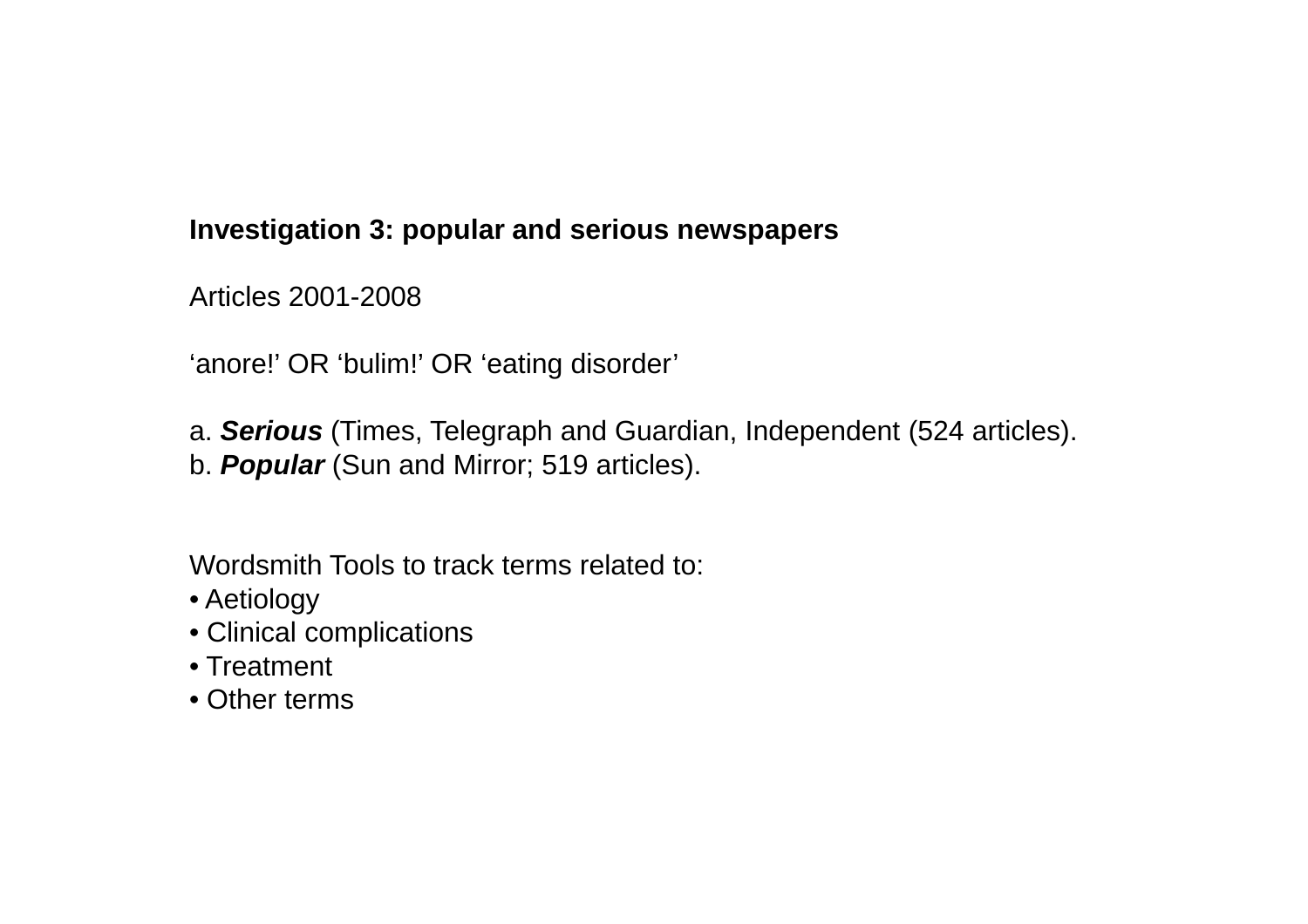**Investigation 3: popular and serious newspapers**

Articles 2001-2008

‘anore!’ OR ‘bulim!’ OR ‘eating disorder’

a. ***Serious*** (Times, Telegraph and Guardian, Independent (524 articles).
b. ***Popular*** (Sun and Mirror; 519 articles).

Wordsmith Tools to track terms related to:

- Aetiology
- Clinical complications
- Treatment
- Other terms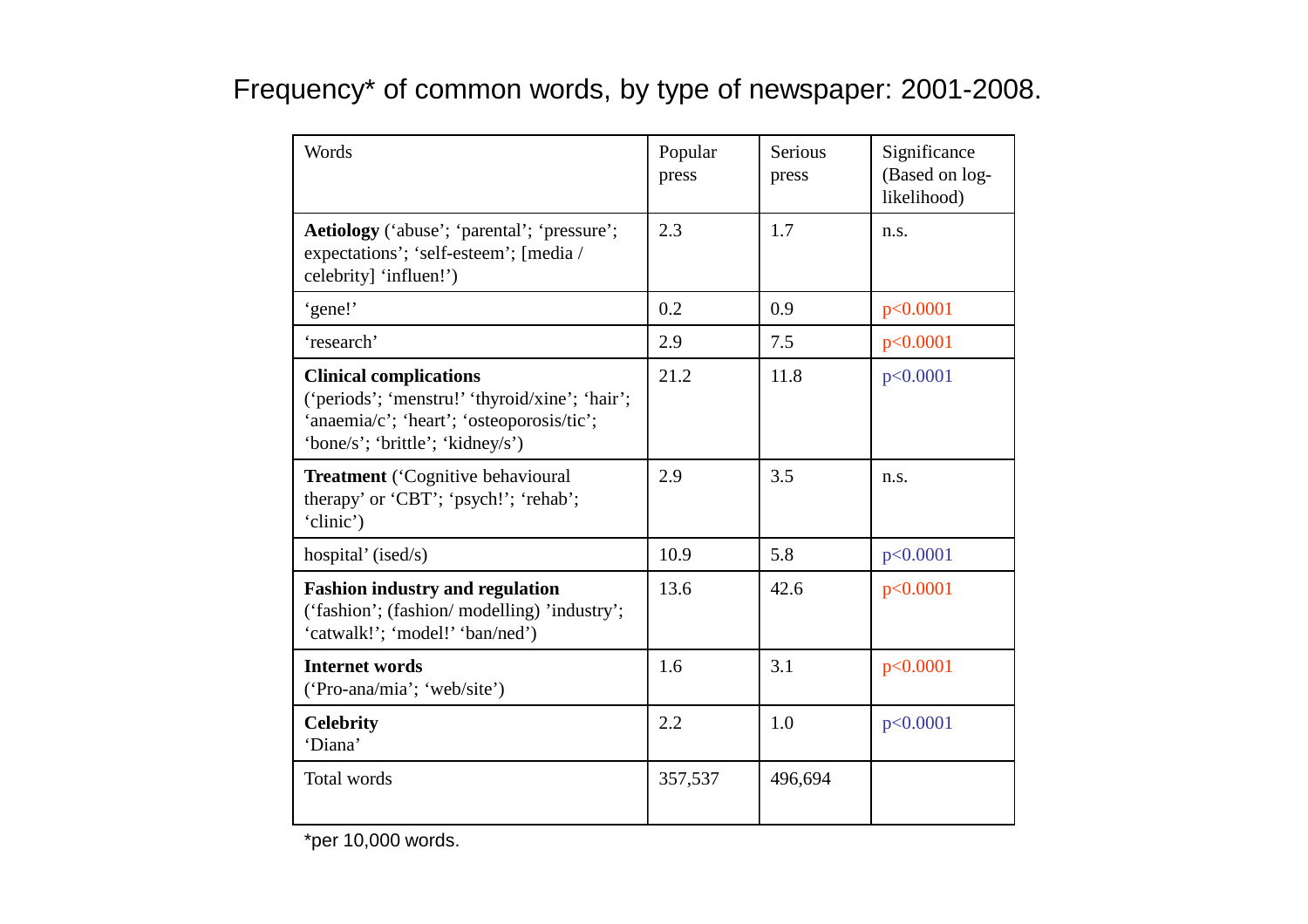# Frequency* of common words, by type of newspaper: 2001-2008.

| Words | Popular press | Serious press | Significance (Based on log-likelihood) |
|---|---|---|---|
| **Aetiology** (‘abuse’; ‘parental’; ‘pressure’; expectations’; ‘self-esteem’; [media / celebrity] ‘influen!’) | 2.3 | 1.7 | n.s. |
| ‘gene!’ | 0.2 | 0.9 | p<0.0001 |
| ‘research’ | 2.9 | 7.5 | p<0.0001 |
| **Clinical complications** (‘periods’; ‘menstru!’ ‘thyroid/xine’; ‘hair’; ‘anaemia/c’; ‘heart’; ‘osteoporosis/tic’; ‘bone/s’; ‘brittle’; ‘kidney/s’) | 21.2 | 11.8 | p<0.0001 |
| **Treatment** (‘Cognitive behavioural therapy’ or ‘CBT’; ‘psych!’; ‘rehab’; ‘clinic’) | 2.9 | 3.5 | n.s. |
| hospital’ (ised/s) | 10.9 | 5.8 | p<0.0001 |
| **Fashion industry and regulation** (‘fashion’; (fashion/ modelling) ’industry’; ‘catwalk!’; ‘model!’ ‘ban/ned’) | 13.6 | 42.6 | p<0.0001 |
| **Internet words** (‘Pro-ana/mia’; ‘web/site’) | 1.6 | 3.1 | p<0.0001 |
| **Celebrity** ‘Diana’ | 2.2 | 1.0 | p<0.0001 |
| Total words | 357,537 | 496,694 | |

*per 10,000 words.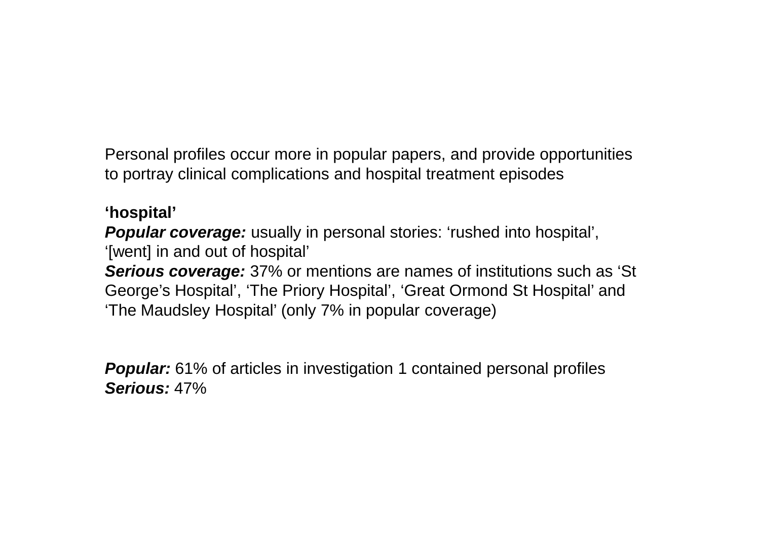Personal profiles occur more in popular papers, and provide opportunities to portray clinical complications and hospital treatment episodes

**‘hospital’**
***Popular coverage:*** usually in personal stories: ‘rushed into hospital’, ‘[went] in and out of hospital’
***Serious coverage:*** 37% or mentions are names of institutions such as ‘St George’s Hospital’, ‘The Priory Hospital’, ‘Great Ormond St Hospital’ and ‘The Maudsley Hospital’ (only 7% in popular coverage)

***Popular:*** 61% of articles in investigation 1 contained personal profiles
***Serious:*** 47%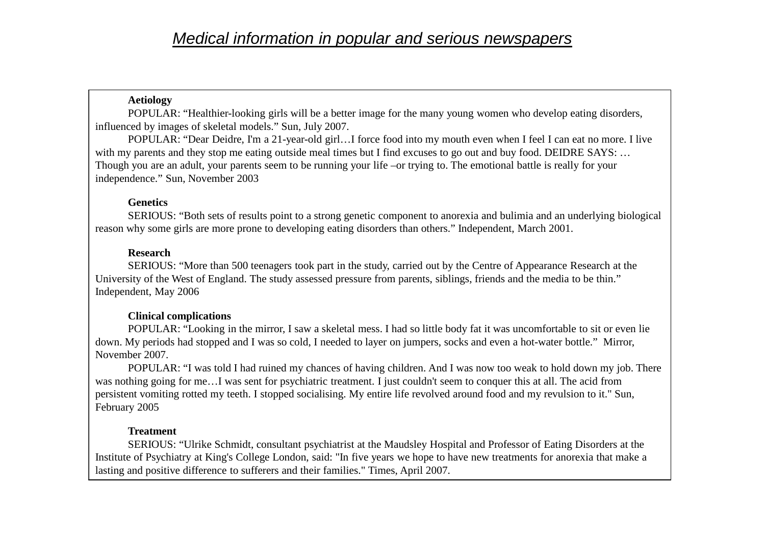# *Medical information in popular and serious newspapers*

**Aetiology**

POPULAR: "Healthier-looking girls will be a better image for the many young women who develop eating disorders, influenced by images of skeletal models." Sun, July 2007.

POPULAR: "Dear Deidre, I'm a 21-year-old girl…I force food into my mouth even when I feel I can eat no more. I live with my parents and they stop me eating outside meal times but I find excuses to go out and buy food. DEIDRE SAYS: … Though you are an adult, your parents seem to be running your life –or trying to. The emotional battle is really for your independence." Sun, November 2003

**Genetics**

SERIOUS: "Both sets of results point to a strong genetic component to anorexia and bulimia and an underlying biological reason why some girls are more prone to developing eating disorders than others." Independent, March 2001.

**Research**

SERIOUS: "More than 500 teenagers took part in the study, carried out by the Centre of Appearance Research at the University of the West of England. The study assessed pressure from parents, siblings, friends and the media to be thin." Independent, May 2006

**Clinical complications**

POPULAR: "Looking in the mirror, I saw a skeletal mess. I had so little body fat it was uncomfortable to sit or even lie down. My periods had stopped and I was so cold, I needed to layer on jumpers, socks and even a hot-water bottle." Mirror, November 2007.

POPULAR: "I was told I had ruined my chances of having children. And I was now too weak to hold down my job. There was nothing going for me…I was sent for psychiatric treatment. I just couldn't seem to conquer this at all. The acid from persistent vomiting rotted my teeth. I stopped socialising. My entire life revolved around food and my revulsion to it." Sun, February 2005

**Treatment**

SERIOUS: "Ulrike Schmidt, consultant psychiatrist at the Maudsley Hospital and Professor of Eating Disorders at the Institute of Psychiatry at King's College London, said: "In five years we hope to have new treatments for anorexia that make a lasting and positive difference to sufferers and their families." Times, April 2007.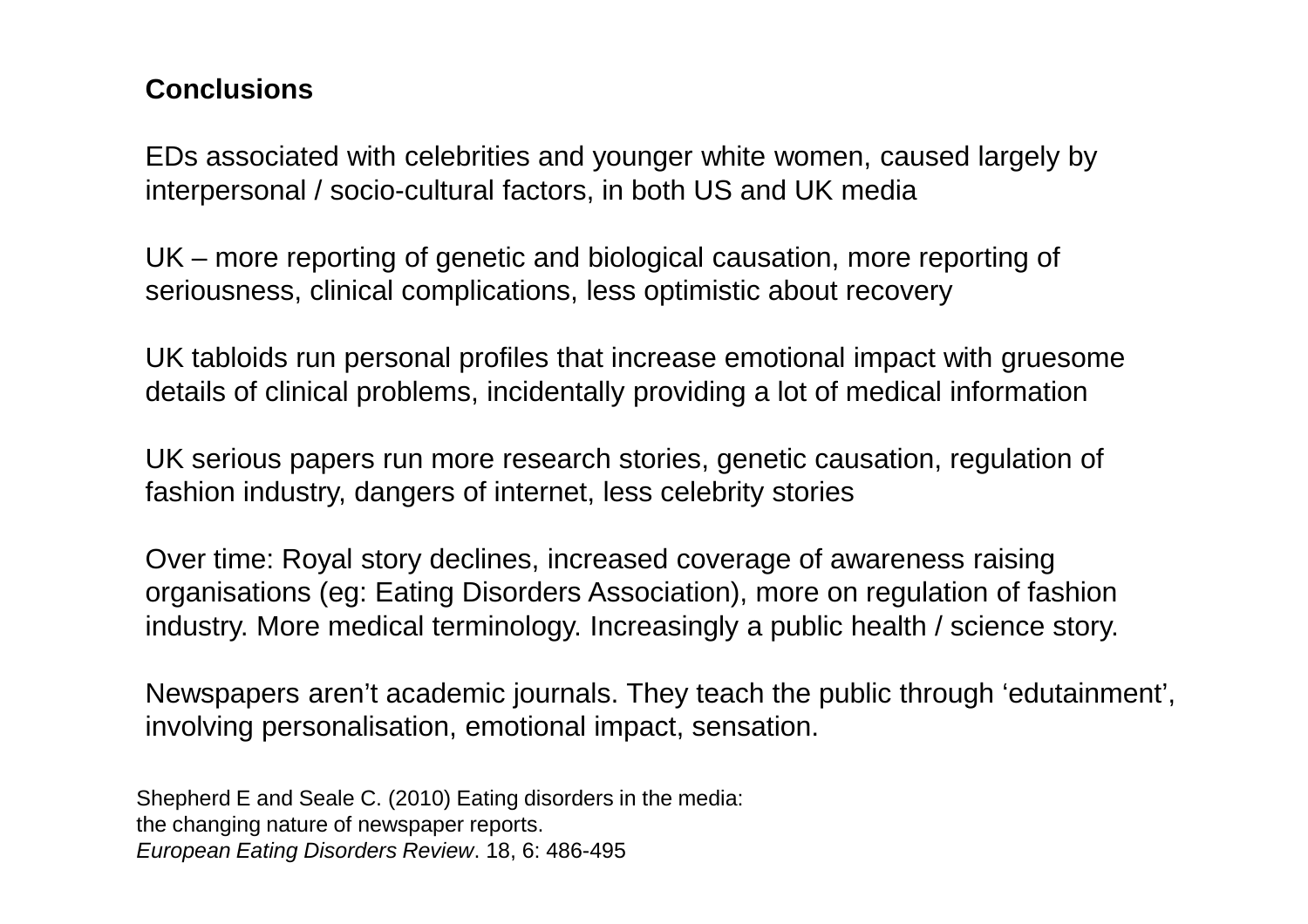**Conclusions**

EDs associated with celebrities and younger white women, caused largely by interpersonal / socio-cultural factors, in both US and UK media

UK – more reporting of genetic and biological causation, more reporting of seriousness, clinical complications, less optimistic about recovery

UK tabloids run personal profiles that increase emotional impact with gruesome details of clinical problems, incidentally providing a lot of medical information

UK serious papers run more research stories, genetic causation, regulation of fashion industry, dangers of internet, less celebrity stories

Over time: Royal story declines, increased coverage of awareness raising organisations (eg: Eating Disorders Association), more on regulation of fashion industry. More medical terminology. Increasingly a public health / science story.

Newspapers aren't academic journals. They teach the public through 'edutainment', involving personalisation, emotional impact, sensation.

Shepherd E and Seale C. (2010) Eating disorders in the media: the changing nature of newspaper reports. *European Eating Disorders Review*. 18, 6: 486-495